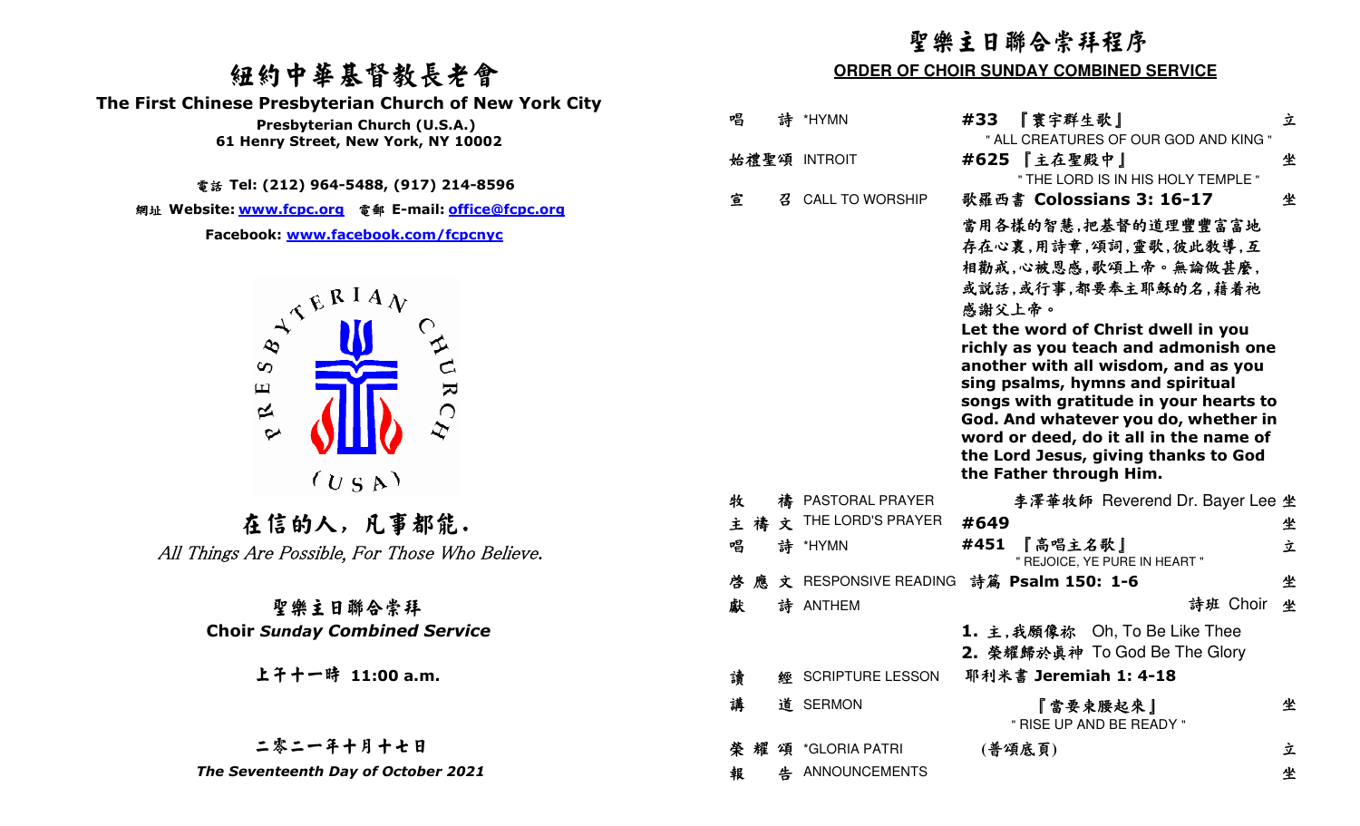# 紐約中華基督教長老會

**The First Chinese Presbyterian Church of New York City**

**Presbyterian Church (U.S.A.)**

**61 Henry Street, New York, NY 10002**

電話 **Tel: (212) 964-5488, (917) 214-8596**

網址 **Website: www.fcpc.org** 電郵 **E-mail: office@fcpc.org**

**Facebook: www.facebook.com/fcpcnyc**

PRESBYTERIAN CHURCH (USA)

## 在信的人，凡事都能.

*All Things Are Possible, For Those Who Believe.*

### 聖樂主日聯合崇拜

### Choir *Sunday Combined Service*

**上午十一時 11:00 a.m.**

**二零二一年十月十七日**

***The Seventeenth Day of October 2021***

# 聖樂主日聯合崇拜程序

## ORDER OF CHOIR SUNDAY COMBINED SERVICE

| | | | |
|---|---|---|---|
| 唱 詩 | *HYMN | **#33** 『寰宇群生歌』 " ALL CREATURES OF OUR GOD AND KING " | 立 |
| 始禮聖頌 | INTROIT | **#625** 『主在聖殿中』 " THE LORD IS IN HIS HOLY TEMPLE " | 坐 |
| 宣 召 | CALL TO WORSHIP | 歌羅西書 **Colossians 3: 16-17** | 坐 |

當用各樣的智慧,把基督的道理豐豐富富地存在心裏,用詩章,頌詞,靈歌,彼此教導,互相勸戒,心被恩感,歌頌上帝。無論做甚麼,或說話,或行事,都要奉主耶穌的名,藉着祂感謝父上帝。

**Let the word of Christ dwell in you richly as you teach and admonish one another with all wisdom, and as you sing psalms, hymns and spiritual songs with gratitude in your hearts to God. And whatever you do, whether in word or deed, do it all in the name of the Lord Jesus, giving thanks to God the Father through Him.**

| | | | |
|---|---|---|---|
| 牧 禱 | PASTORAL PRAYER | 李澤華牧師 Reverend Dr. Bayer Lee | 坐 |
| 主禱文 | THE LORD'S PRAYER | **#649** | 坐 |
| 唱 詩 | *HYMN | **#451** 『高唱主名歌』 " REJOICE, YE PURE IN HEART " | 立 |
| 啓應文 | RESPONSIVE READING | 詩篇 **Psalm 150: 1-6** | 坐 |
| 獻 詩 | ANTHEM | 詩班 Choir | 坐 |
| | | **1.** 主,我願像祢 Oh, To Be Like Thee | |
| | | **2.** 榮耀歸於真神 To God Be The Glory | |
| 讀 經 | SCRIPTURE LESSON | 耶利米書 **Jeremiah 1: 4-18** | |
| 講 道 | SERMON | 『當要束腰起來』 " RISE UP AND BE READY " | 坐 |
| 榮耀頌 | *GLORIA PATRI | (普頌底頁) | 立 |
| 報 告 | ANNOUNCEMENTS | | 坐 |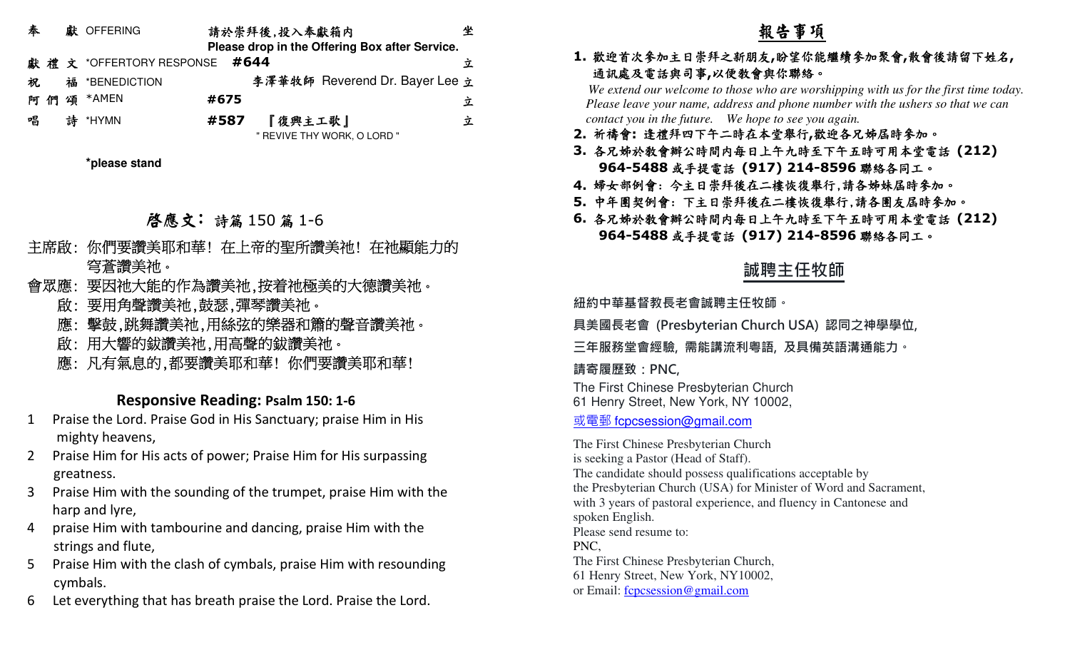| | | | |
|---|---|---|---|
| 奉　獻 OFFERING | 請於崇拜後,投入奉獻箱內<br>**Please drop in the Offering Box after Service.** | | 坐 |
| 獻 禮 文 *OFFERTORY RESPONSE | **#644** | | 立 |
| 祝　福 *BENEDICTION | | 李澤華牧師 Reverend Dr. Bayer Lee | 立 |
| 阿 們 頌 *AMEN | **#675** | | 立 |
| 唱　詩 *HYMN | **#587** | 『復興主工歌』<br>" REVIVE THY WORK, O LORD " | 立 |

***please stand**

## 啟應文：詩篇 150 篇 1-6

主席啟：你們要讚美耶和華！在上帝的聖所讚美祂！在祂顯能力的穹蒼讚美祂。

會眾應：要因祂大能的作為讚美祂,按着祂極美的大德讚美祂。

啟：要用角聲讚美祂,鼓瑟,彈琴讚美祂。

應：擊鼓,跳舞讚美祂,用絲弦的樂器和簫的聲音讚美祂。

啟：用大響的鈸讚美祂,用高聲的鈸讚美祂。

應：凡有氣息的,都要讚美耶和華！你們要讚美耶和華！

### Responsive Reading: Psalm 150: 1-6

1. Praise the Lord. Praise God in His Sanctuary; praise Him in His mighty heavens,
2. Praise Him for His acts of power; Praise Him for His surpassing greatness.
3. Praise Him with the sounding of the trumpet, praise Him with the harp and lyre,
4. praise Him with tambourine and dancing, praise Him with the strings and flute,
5. Praise Him with the clash of cymbals, praise Him with resounding cymbals.
6. Let everything that has breath praise the Lord. Praise the Lord.

## 報告事項

1. **歡迎首次參加主日崇拜之新朋友,盼望你能繼續參加聚會,散會後請留下姓名,通訊處及電話與司事,以便教會與你聯絡。**
   *We extend our welcome to those who are worshipping with us for the first time today. Please leave your name, address and phone number with the ushers so that we can contact you in the future. We hope to see you again.*
2. **祈禱會: 逢禮拜四下午二時在本堂舉行,歡迎各兄姊屆時參加。**
3. **各兄姊於教會辦公時間內每日上午九時至下午五時可用本堂電話 (212) 964-5488 或手提電話 (917) 214-8596 聯絡各同工。**
4. **婦女部例會: 今主日崇拜後在二樓恢復舉行,請各姊妹屆時參加。**
5. **中年團契例會: 下主日崇拜後在二樓恢復舉行,請各團友屆時參加。**
6. **各兄姊於教會辦公時間內每日上午九時至下午五時可用本堂電話 (212) 964-5488 或手提電話 (917) 214-8596 聯絡各同工。**

## 誠聘主任牧師

紐約中華基督教長老會誠聘主任牧師。

具美國長老會 (Presbyterian Church USA) 認同之神學學位,

三年服務堂會經驗, 需能講流利粵語, 及具備英語溝通能力。

請寄履歷致：PNC,

The First Chinese Presbyterian Church
61 Henry Street, New York, NY 10002,

或電郵 fcpcsession@gmail.com

The First Chinese Presbyterian Church
is seeking a Pastor (Head of Staff).
The candidate should possess qualifications acceptable by
the Presbyterian Church (USA) for Minister of Word and Sacrament,
with 3 years of pastoral experience, and fluency in Cantonese and
spoken English.
Please send resume to:
PNC,
The First Chinese Presbyterian Church,
61 Henry Street, New York, NY10002,
or Email: fcpcsession@gmail.com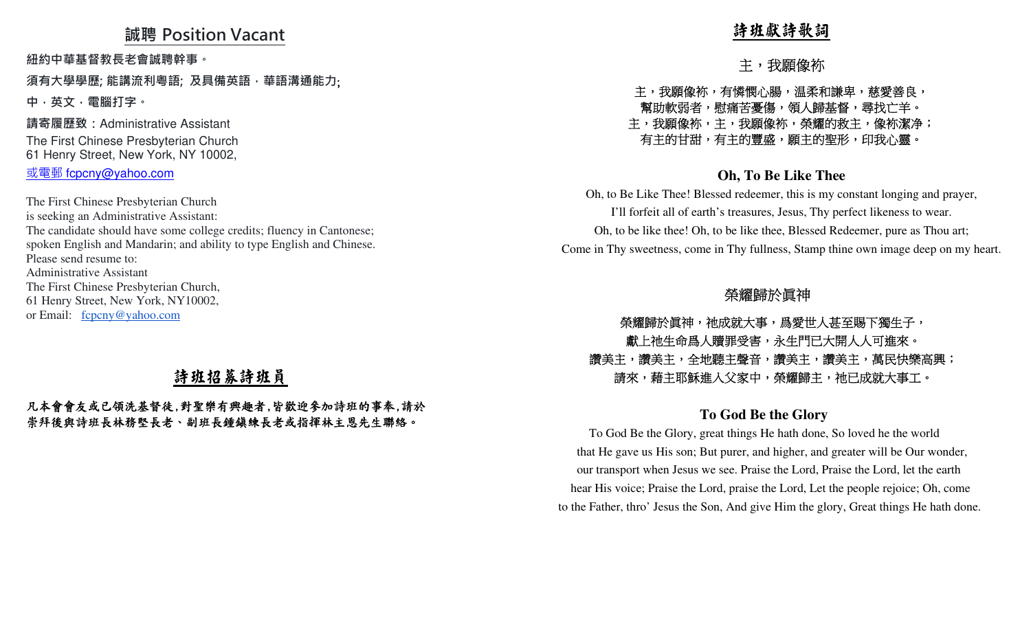## 誠聘 Position Vacant

**紐約中華基督教長老會誠聘幹事。**

**須有大學學歷; 能講流利粵語; 及具備英語，華語溝通能力;**

**中，英文，電腦打字。**

**請寄履歷致：**Administrative Assistant
The First Chinese Presbyterian Church
61 Henry Street, New York, NY 10002,
或電郵 fcpcny@yahoo.com

The First Chinese Presbyterian Church
is seeking an Administrative Assistant:
The candidate should have some college credits; fluency in Cantonese; spoken English and Mandarin; and ability to type English and Chinese.
Please send resume to:
Administrative Assistant
The First Chinese Presbyterian Church,
61 Henry Street, New York, NY10002,
or Email: fcpcny@yahoo.com

## 詩班招募詩班員

**凡本會會友或已領洗基督徒,對聖樂有興趣者,皆歡迎參加詩班的事奉,請於崇拜後與詩班長林務堅長老、副班長鍾鎮練長老或指揮林主恩先生聯絡。**

## 詩班獻詩歌詞

### 主，我願像祢

主，我願像祢，有憐憫心腸，溫柔和謙卑，慈愛善良，
幫助軟弱者，慰痛苦憂傷，領人歸基督，尋找亡羊。
主，我願像祢，主，我願像祢，榮耀的救主，像祢潔净；
有主的甘甜，有主的豐盛，願主的聖形，印我心靈。

### Oh, To Be Like Thee

Oh, to Be Like Thee! Blessed redeemer, this is my constant longing and prayer,
I'll forfeit all of earth's treasures, Jesus, Thy perfect likeness to wear.
Oh, to be like thee! Oh, to be like thee, Blessed Redeemer, pure as Thou art;
Come in Thy sweetness, come in Thy fullness, Stamp thine own image deep on my heart.

### 榮耀歸於真神

榮耀歸於真神，祂成就大事，爲愛世人甚至賜下獨生子，
獻上祂生命爲人贖罪受害，永生門已大開人人可進來。
讚美主，讚美主，全地聽主聲音，讚美主，讚美主，萬民快樂高興；
請來，藉主耶穌進入父家中，榮耀歸主，祂已成就大事工。

### To God Be the Glory

To God Be the Glory, great things He hath done, So loved he the world
that He gave us His son; But purer, and higher, and greater will be Our wonder,
our transport when Jesus we see. Praise the Lord, Praise the Lord, let the earth
hear His voice; Praise the Lord, praise the Lord, Let the people rejoice; Oh, come
to the Father, thro' Jesus the Son, And give Him the glory, Great things He hath done.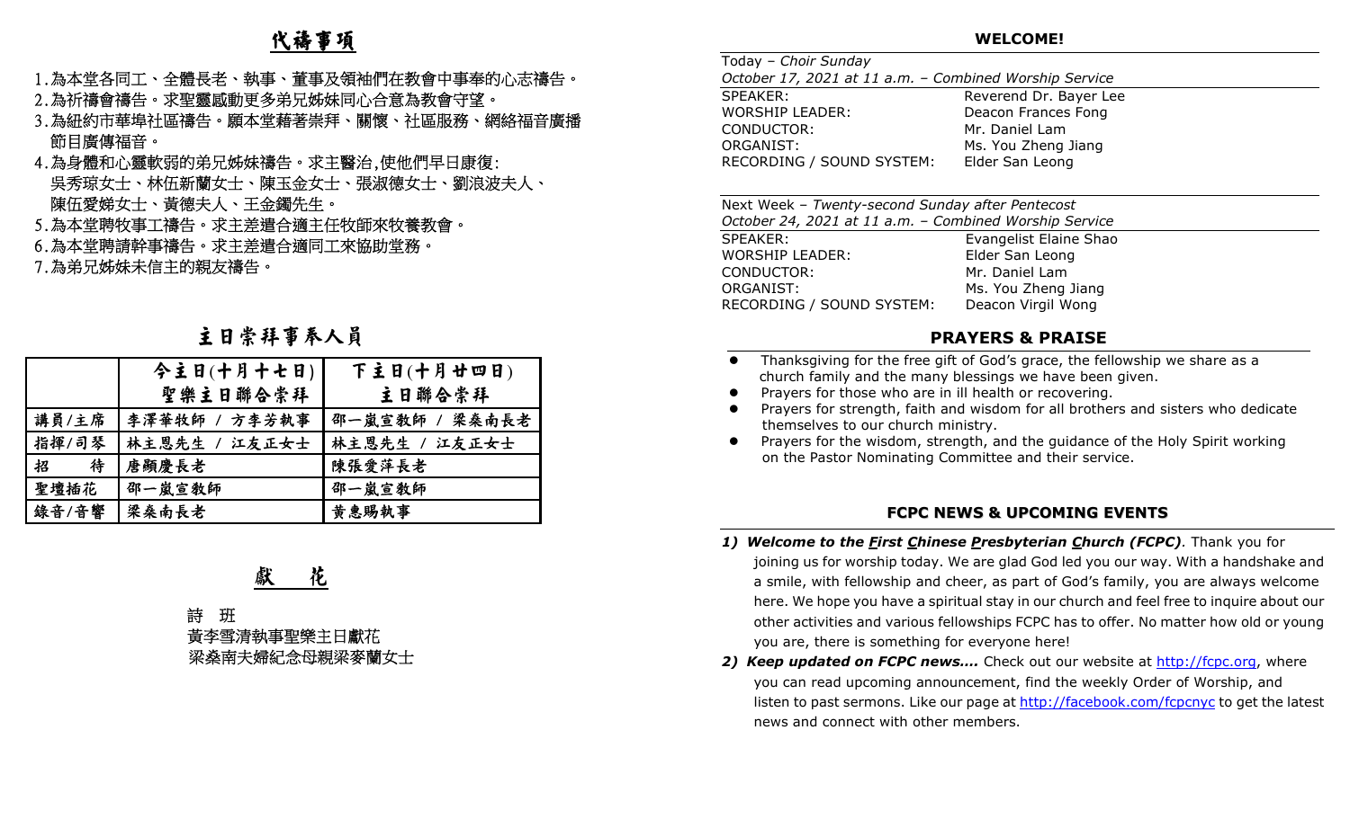# 代禱事項

1. 為本堂各同工、全體長老、執事、董事及領袖們在教會中事奉的心志禱告。
2. 為祈禱會禱告。求聖靈感動更多弟兄姊妹同心合意為教會守望。
3. 為紐約市華埠社區禱告。願本堂藉著崇拜、關懷、社區服務、網絡福音廣播節目廣傳福音。
4. 為身體和心靈軟弱的弟兄姊妹禱告。求主醫治,使他們早日康復:
   吳秀琼女士、林伍新蘭女士、陳玉金女士、張淑德女士、劉浪波夫人、陳伍愛娣女士、黃德夫人、王金鐲先生。
5. 為本堂聘牧事工禱告。求主差遣合適主任牧師來牧養教會。
6. 為本堂聘請幹事禱告。求主差遣合適同工來協助堂務。
7. 為弟兄姊妹未信主的親友禱告。

# 主日崇拜事奉人員

| | 今主日(十月十七日) 聖樂主日聯合崇拜 | 下主日(十月廿四日) 主日聯合崇拜 |
|---|---|---|
| 講員/主席 | 李澤華牧師 / 方李芳執事 | 邵一嵐宣教師 / 梁燊南長老 |
| 指揮/司琴 | 林主恩先生 / 江友正女士 | 林主恩先生 / 江友正女士 |
| 招　待 | 唐顯慶長老 | 陳張愛萍長老 |
| 聖壇插花 | 邵一嵐宣教師 | 邵一嵐宣教師 |
| 錄音/音響 | 梁燊南長老 | 黃惠賜執事 |

# 獻　花

詩　班
黃李雪清執事聖樂主日獻花
梁燊南夫婦紀念母親梁麥蘭女士

## WELCOME!

Today – *Choir Sunday*
*October 17, 2021 at 11 a.m. – Combined Worship Service*

| | |
|---|---|
| SPEAKER: | Reverend Dr. Bayer Lee |
| WORSHIP LEADER: | Deacon Frances Fong |
| CONDUCTOR: | Mr. Daniel Lam |
| ORGANIST: | Ms. You Zheng Jiang |
| RECORDING / SOUND SYSTEM: | Elder San Leong |

Next Week – *Twenty-second Sunday after Pentecost*
*October 24, 2021 at 11 a.m. – Combined Worship Service*

| | |
|---|---|
| SPEAKER: | Evangelist Elaine Shao |
| WORSHIP LEADER: | Elder San Leong |
| CONDUCTOR: | Mr. Daniel Lam |
| ORGANIST: | Ms. You Zheng Jiang |
| RECORDING / SOUND SYSTEM: | Deacon Virgil Wong |

## PRAYERS & PRAISE

- Thanksgiving for the free gift of God's grace, the fellowship we share as a church family and the many blessings we have been given.
- Prayers for those who are in ill health or recovering.
- Prayers for strength, faith and wisdom for all brothers and sisters who dedicate themselves to our church ministry.
- Prayers for the wisdom, strength, and the guidance of the Holy Spirit working on the Pastor Nominating Committee and their service.

## FCPC NEWS & UPCOMING EVENTS

1) ***Welcome to the First Chinese Presbyterian Church (FCPC)***. Thank you for joining us for worship today. We are glad God led you our way. With a handshake and a smile, with fellowship and cheer, as part of God's family, you are always welcome here. We hope you have a spiritual stay in our church and feel free to inquire about our other activities and various fellowships FCPC has to offer. No matter how old or young you are, there is something for everyone here!
2) ***Keep updated on FCPC news....*** Check out our website at http://fcpc.org, where you can read upcoming announcement, find the weekly Order of Worship, and listen to past sermons. Like our page at http://facebook.com/fcpcnyc to get the latest news and connect with other members.